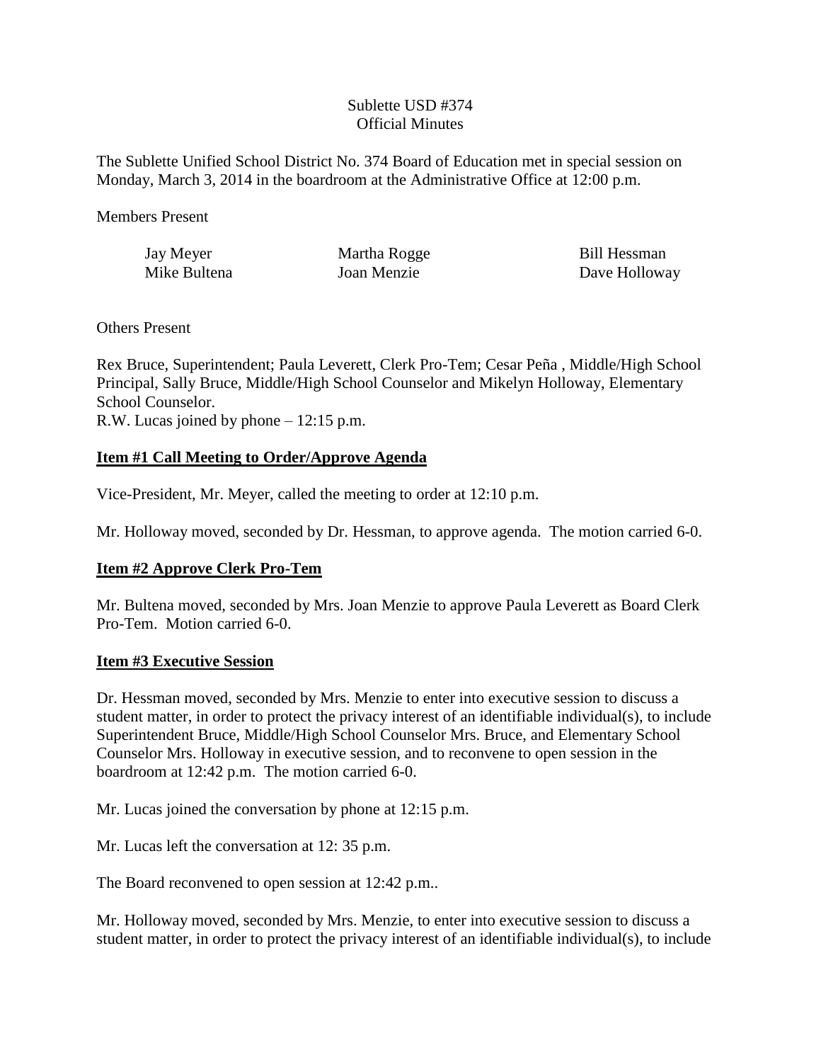Sublette USD #374
Official Minutes

The Sublette Unified School District No. 374 Board of Education met in special session on Monday, March 3, 2014 in the boardroom at the Administrative Office at 12:00 p.m.

Members Present

| | | |
|---|---|---|
| Jay Meyer | Martha Rogge | Bill Hessman |
| Mike Bultena | Joan Menzie | Dave Holloway |

Others Present

Rex Bruce, Superintendent; Paula Leverett, Clerk Pro-Tem; Cesar Peña , Middle/High School Principal, Sally Bruce, Middle/High School Counselor and Mikelyn Holloway, Elementary School Counselor.
R.W. Lucas joined by phone – 12:15 p.m.

**Item #1 Call Meeting to Order/Approve Agenda**

Vice-President, Mr. Meyer, called the meeting to order at 12:10 p.m.

Mr. Holloway moved, seconded by Dr. Hessman, to approve agenda. The motion carried 6-0.

**Item #2 Approve Clerk Pro-Tem**

Mr. Bultena moved, seconded by Mrs. Joan Menzie to approve Paula Leverett as Board Clerk Pro-Tem. Motion carried 6-0.

**Item #3 Executive Session**

Dr. Hessman moved, seconded by Mrs. Menzie to enter into executive session to discuss a student matter, in order to protect the privacy interest of an identifiable individual(s), to include Superintendent Bruce, Middle/High School Counselor Mrs. Bruce, and Elementary School Counselor Mrs. Holloway in executive session, and to reconvene to open session in the boardroom at 12:42 p.m. The motion carried 6-0.

Mr. Lucas joined the conversation by phone at 12:15 p.m.

Mr. Lucas left the conversation at 12: 35 p.m.

The Board reconvened to open session at 12:42 p.m..

Mr. Holloway moved, seconded by Mrs. Menzie, to enter into executive session to discuss a student matter, in order to protect the privacy interest of an identifiable individual(s), to include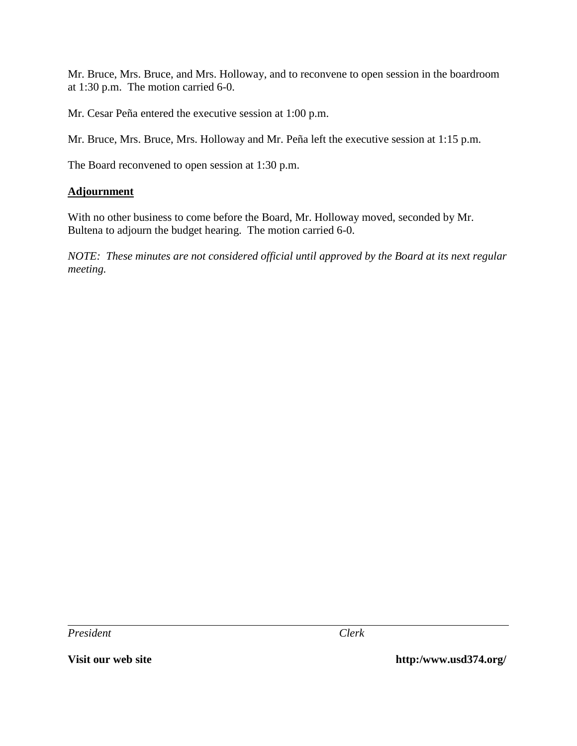Mr. Bruce, Mrs. Bruce, and Mrs. Holloway, and to reconvene to open session in the boardroom at 1:30 p.m. The motion carried 6-0.

Mr. Cesar Peña entered the executive session at 1:00 p.m.

Mr. Bruce, Mrs. Bruce, Mrs. Holloway and Mr. Peña left the executive session at 1:15 p.m.

The Board reconvened to open session at 1:30 p.m.

**Adjournment**

With no other business to come before the Board, Mr. Holloway moved, seconded by Mr. Bultena to adjourn the budget hearing. The motion carried 6-0.

*NOTE: These minutes are not considered official until approved by the Board at its next regular meeting.*

*President* *Clerk*

**Visit our web site** **http:/www.usd374.org/**